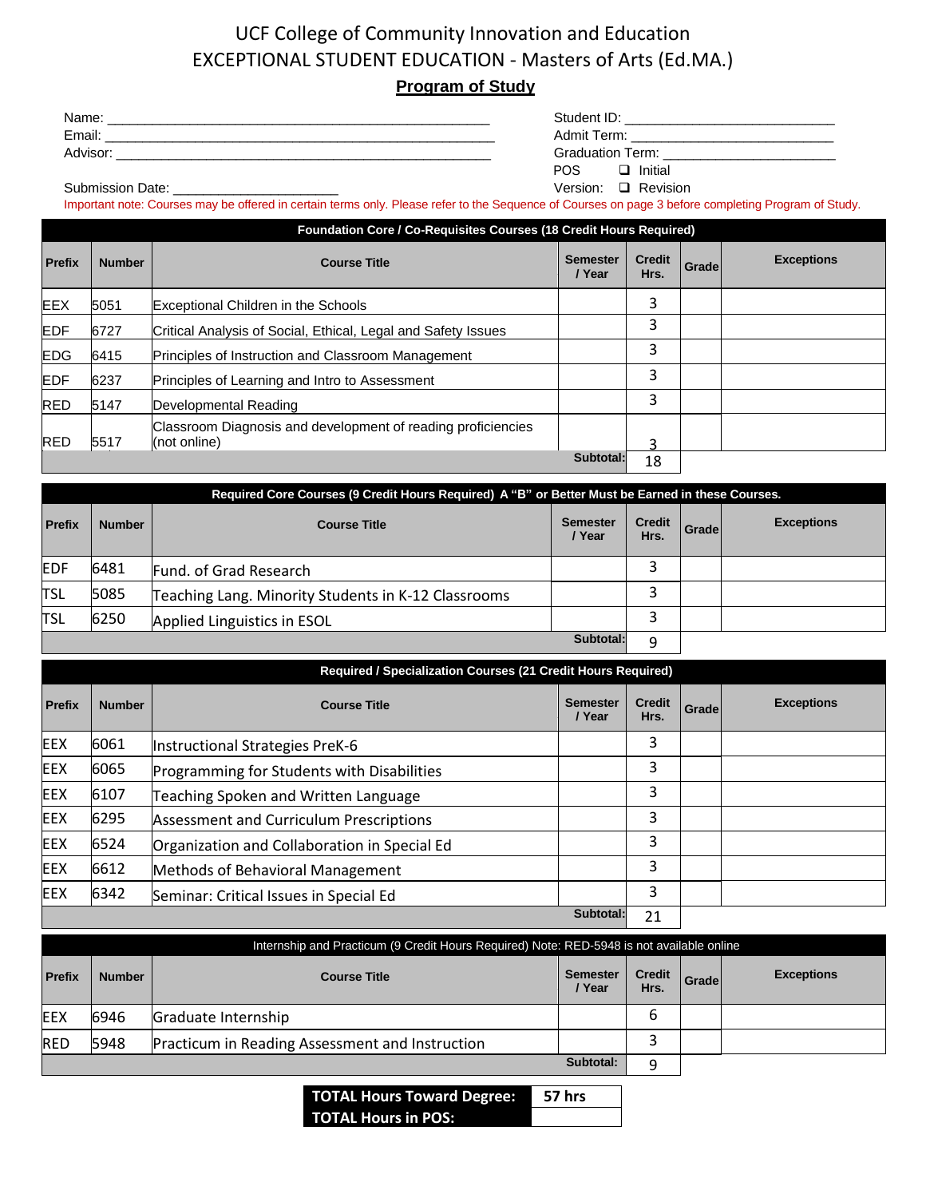# UCF College of Community Innovation and Education

# EXCEPTIONAL STUDENT EDUCATION - Masters of Arts (Ed.MA.)

## Program of Study

Name: ____________________________________________________

Email: ____________________________________________________

Advisor: __________________________________________________

Submission Date: ______________________

Student ID: ____________________________

Admit Term: ___________________________

Graduation Term: _______________________

POS Version: ❑ Initial ❑ Revision

Important note: Courses may be offered in certain terms only. Please refer to the Sequence of Courses on page 3 before completing Program of Study.

| Foundation Core / Co-Requisites Courses (18 Credit Hours Required) | | | | | | |
|---|---|---|---|---|---|---|
| **Prefix** | **Number** | **Course Title** | **Semester / Year** | **Credit Hrs.** | **Grade** | **Exceptions** |
| EEX | 5051 | Exceptional Children in the Schools | | 3 | | |
| EDF | 6727 | Critical Analysis of Social, Ethical, Legal and Safety Issues | | 3 | | |
| EDG | 6415 | Principles of Instruction and Classroom Management | | 3 | | |
| EDF | 6237 | Principles of Learning and Intro to Assessment | | 3 | | |
| RED | 5147 | Developmental Reading | | 3 | | |
| RED | 5517 | Classroom Diagnosis and development of reading proficiencies (not online) | | 3 | | |
| | | | **Subtotal:** | 18 | | |

| Required Core Courses (9 Credit Hours Required) A "B" or Better Must be Earned in these Courses. | | | | | | |
|---|---|---|---|---|---|---|
| **Prefix** | **Number** | **Course Title** | **Semester / Year** | **Credit Hrs.** | **Grade** | **Exceptions** |
| EDF | 6481 | Fund. of Grad Research | | 3 | | |
| TSL | 5085 | Teaching Lang. Minority Students in K-12 Classrooms | | 3 | | |
| TSL | 6250 | Applied Linguistics in ESOL | | 3 | | |
| | | | **Subtotal:** | 9 | | |

| Required / Specialization Courses (21 Credit Hours Required) | | | | | | |
|---|---|---|---|---|---|---|
| **Prefix** | **Number** | **Course Title** | **Semester / Year** | **Credit Hrs.** | **Grade** | **Exceptions** |
| EEX | 6061 | Instructional Strategies PreK-6 | | 3 | | |
| EEX | 6065 | Programming for Students with Disabilities | | 3 | | |
| EEX | 6107 | Teaching Spoken and Written Language | | 3 | | |
| EEX | 6295 | Assessment and Curriculum Prescriptions | | 3 | | |
| EEX | 6524 | Organization and Collaboration in Special Ed | | 3 | | |
| EEX | 6612 | Methods of Behavioral Management | | 3 | | |
| EEX | 6342 | Seminar: Critical Issues in Special Ed | | 3 | | |
| | | | **Subtotal:** | 21 | | |

| Internship and Practicum (9 Credit Hours Required) Note: RED-5948 is not available online | | | | | | |
|---|---|---|---|---|---|---|
| **Prefix** | **Number** | **Course Title** | **Semester / Year** | **Credit Hrs.** | **Grade** | **Exceptions** |
| EEX | 6946 | Graduate Internship | | 6 | | |
| RED | 5948 | Practicum in Reading Assessment and Instruction | | 3 | | |
| | | | **Subtotal:** | 9 | | |

| | |
|---|---|
| **TOTAL Hours Toward Degree:** | **57 hrs** |
| **TOTAL Hours in POS:** | |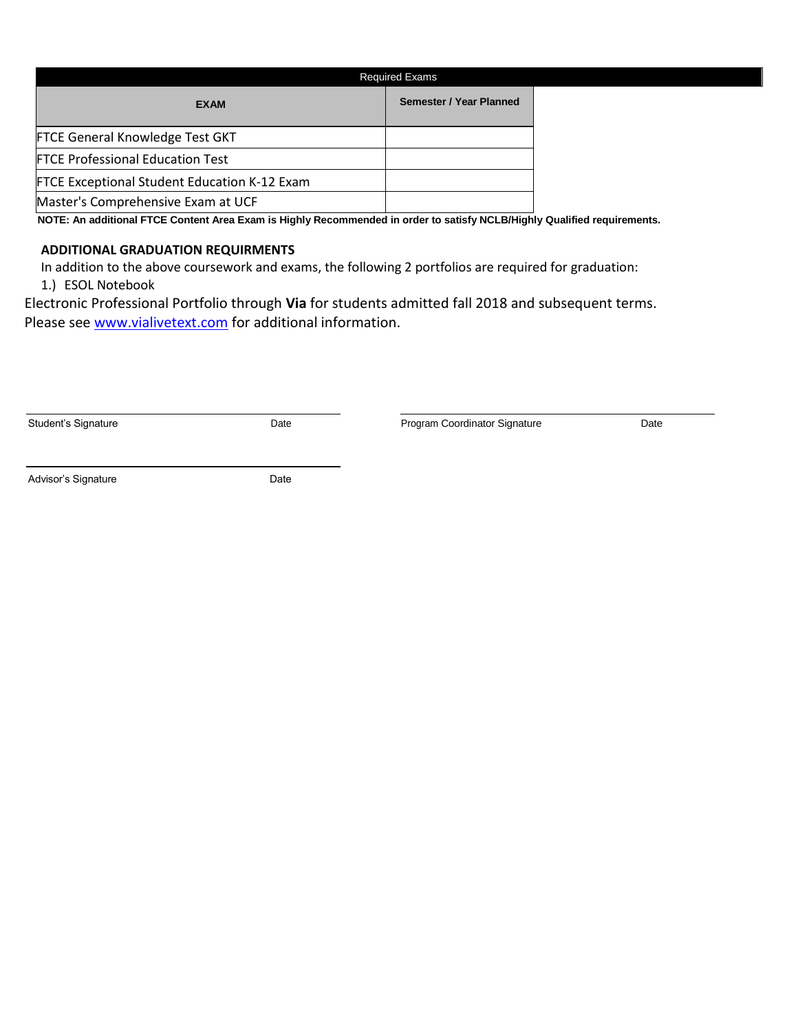| Required Exams | |
|---|---|
| **EXAM** | **Semester / Year Planned** |
| FTCE General Knowledge Test GKT | |
| FTCE Professional Education Test | |
| FTCE Exceptional Student Education K-12 Exam | |
| Master's Comprehensive Exam at UCF | |

**NOTE: An additional FTCE Content Area Exam is Highly Recommended in order to satisfy NCLB/Highly Qualified requirements.**

**ADDITIONAL GRADUATION REQUIRMENTS**

In addition to the above coursework and exams, the following 2 portfolios are required for graduation:

1.) ESOL Notebook

Electronic Professional Portfolio through **Via** for students admitted fall 2018 and subsequent terms. Please see [www.vialivetext.com](http://www.vialivetext.com) for additional information.

Student's Signature Date

Program Coordinator Signature Date

Advisor's Signature Date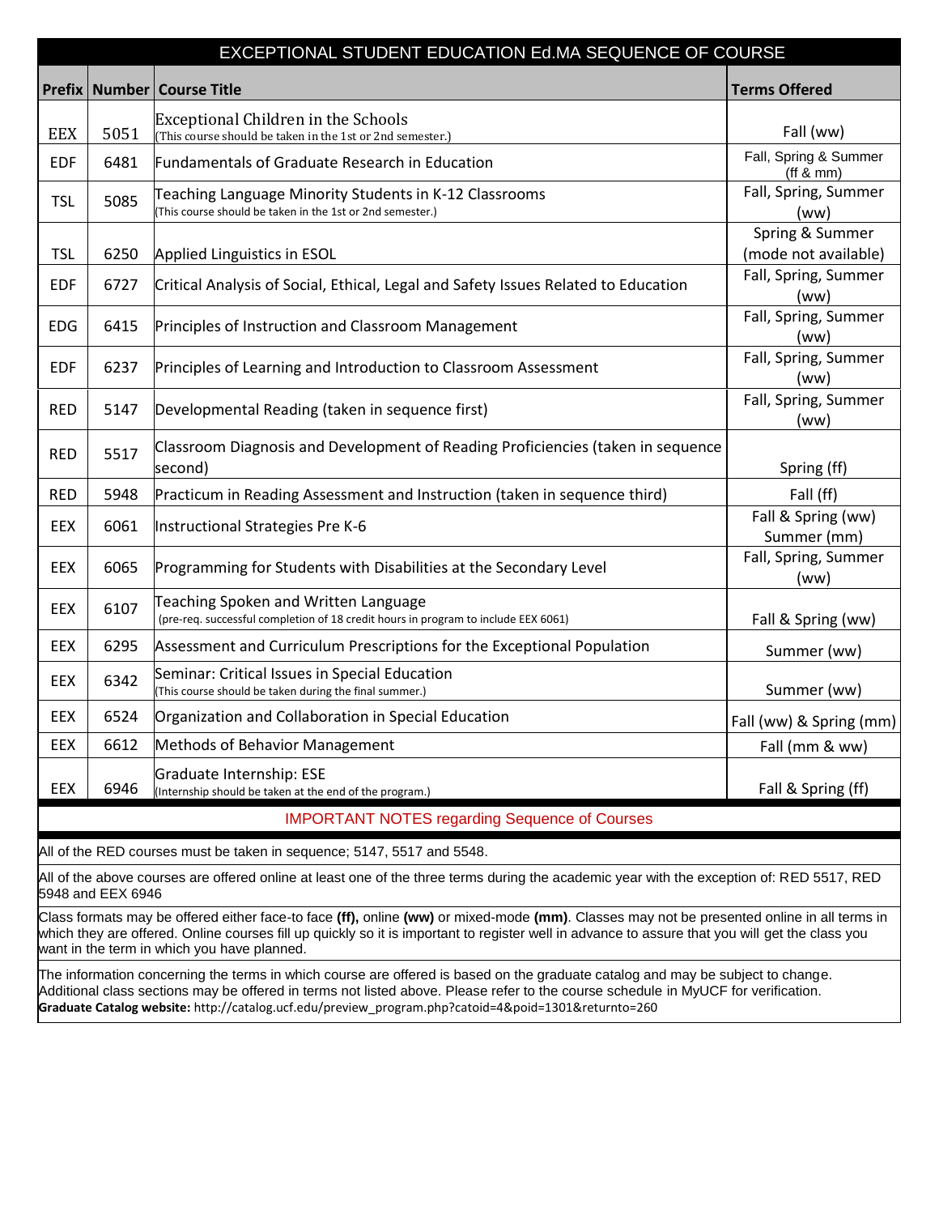# EXCEPTIONAL STUDENT EDUCATION Ed.MA SEQUENCE OF COURSE

| Prefix | Number | Course Title | Terms Offered |
|---|---|---|---|
| EEX | 5051 | Exceptional Children in the Schools (This course should be taken in the 1st or 2nd semester.) | Fall (ww) |
| EDF | 6481 | Fundamentals of Graduate Research in Education | Fall, Spring & Summer (ff & mm) |
| TSL | 5085 | Teaching Language Minority Students in K-12 Classrooms (This course should be taken in the 1st or 2nd semester.) | Fall, Spring, Summer (ww) |
| TSL | 6250 | Applied Linguistics in ESOL | Spring & Summer (mode not available) |
| EDF | 6727 | Critical Analysis of Social, Ethical, Legal and Safety Issues Related to Education | Fall, Spring, Summer (ww) |
| EDG | 6415 | Principles of Instruction and Classroom Management | Fall, Spring, Summer (ww) |
| EDF | 6237 | Principles of Learning and Introduction to Classroom Assessment | Fall, Spring, Summer (ww) |
| RED | 5147 | Developmental Reading (taken in sequence first) | Fall, Spring, Summer (ww) |
| RED | 5517 | Classroom Diagnosis and Development of Reading Proficiencies (taken in sequence second) | Spring (ff) |
| RED | 5948 | Practicum in Reading Assessment and Instruction (taken in sequence third) | Fall (ff) |
| EEX | 6061 | Instructional Strategies Pre K-6 | Fall & Spring (ww) Summer (mm) |
| EEX | 6065 | Programming for Students with Disabilities at the Secondary Level | Fall, Spring, Summer (ww) |
| EEX | 6107 | Teaching Spoken and Written Language (pre-req. successful completion of 18 credit hours in program to include EEX 6061) | Fall & Spring (ww) |
| EEX | 6295 | Assessment and Curriculum Prescriptions for the Exceptional Population | Summer (ww) |
| EEX | 6342 | Seminar: Critical Issues in Special Education (This course should be taken during the final summer.) | Summer (ww) |
| EEX | 6524 | Organization and Collaboration in Special Education | Fall (ww) & Spring (mm) |
| EEX | 6612 | Methods of Behavior Management | Fall (mm & ww) |
| EEX | 6946 | Graduate Internship: ESE (Internship should be taken at the end of the program.) | Fall & Spring (ff) |

## IMPORTANT NOTES regarding Sequence of Courses

All of the RED courses must be taken in sequence; 5147, 5517 and 5548.

All of the above courses are offered online at least one of the three terms during the academic year with the exception of: RED 5517, RED 5948 and EEX 6946

Class formats may be offered either face-to face **(ff),** online **(ww)** or mixed-mode **(mm)**. Classes may not be presented online in all terms in which they are offered. Online courses fill up quickly so it is important to register well in advance to assure that you will get the class you want in the term in which you have planned.

The information concerning the terms in which course are offered is based on the graduate catalog and may be subject to change. Additional class sections may be offered in terms not listed above. Please refer to the course schedule in MyUCF for verification.
**Graduate Catalog website:** http://catalog.ucf.edu/preview_program.php?catoid=4&poid=1301&returnto=260